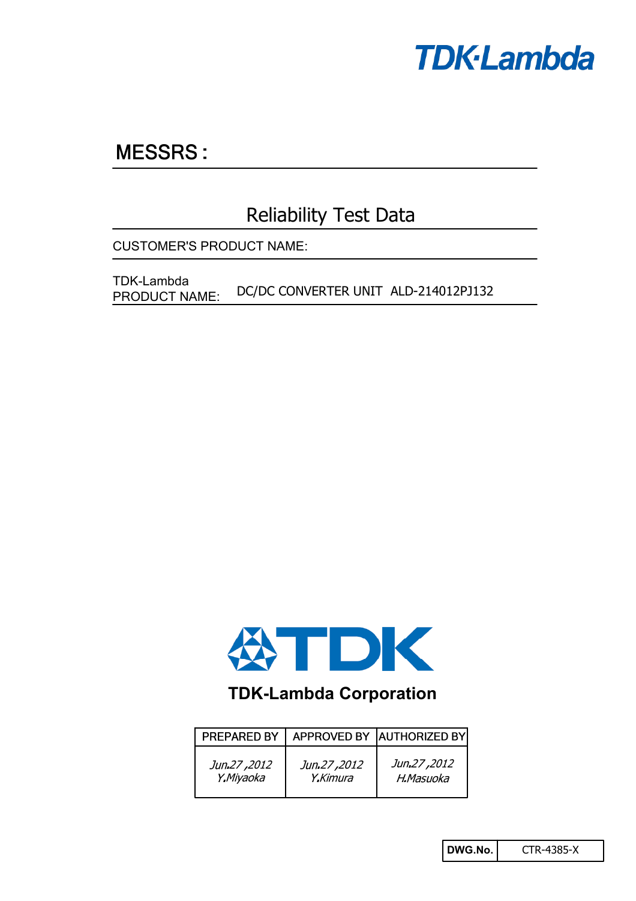TDK-Lambda

# MESSRS :

## Reliability Test Data

CUSTOMER'S PRODUCT NAME:

TDK-Lambda PRODUCT NAME: DC/DC CONVERTER UNIT ALD-214012PJ132

TDK

**TDK-Lambda Corporation**

| PREPARED BY | APPROVED BY | AUTHORIZED BY |
|---|---|---|
| *Jun.27 ,2012 Y.Miyaoka* | *Jun.27 ,2012 Y.Kimura* | *Jun.27 ,2012 H.Masuoka* |

| **DWG.No.** | CTR-4385-X |
|---|---|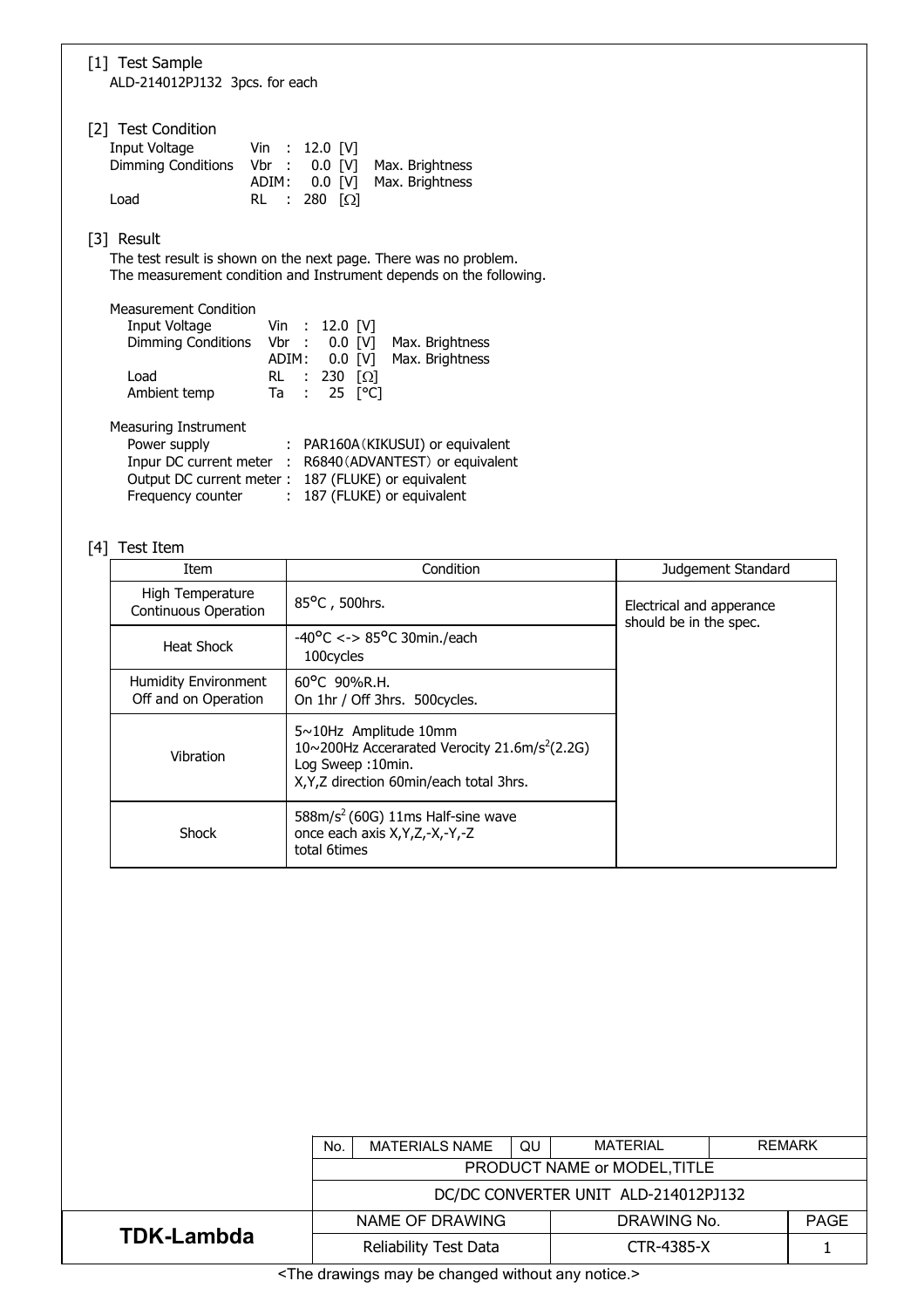[1] Test Sample

ALD-214012PJ132 3pcs. for each

[2] Test Condition

| | | |
|---|---|---|
| Input Voltage | Vin : 12.0 [V] | |
| Dimming Conditions | Vbr : 0.0 [V] | Max. Brightness |
| | ADIM : 0.0 [V] | Max. Brightness |
| Load | RL : 280 [Ω] | |

[3] Result

The test result is shown on the next page. There was no problem.
The measurement condition and Instrument depends on the following.

Measurement Condition

| | | |
|---|---|---|
| Input Voltage | Vin : 12.0 [V] | |
| Dimming Conditions | Vbr : 0.0 [V] | Max. Brightness |
| | ADIM : 0.0 [V] | Max. Brightness |
| Load | RL : 230 [Ω] | |
| Ambient temp | Ta : 25 [°C] | |

Measuring Instrument

| | |
|---|---|
| Power supply | : PAR160A（KIKUSUI) or equivalent |
| Inpur DC current meter | : R6840（ADVANTEST）or equivalent |
| Output DC current meter | : 187 (FLUKE) or equivalent |
| Frequency counter | : 187 (FLUKE) or equivalent |

[4] Test Item

| Item | Condition | Judgement Standard |
|---|---|---|
| High Temperature Continuous Operation | 85°C , 500hrs. | Electrical and apperance should be in the spec. |
| Heat Shock | -40°C <-> 85°C 30min./each 100cycles | |
| Humidity Environment Off and on Operation | 60°C 90%R.H. On 1hr / Off 3hrs. 500cycles. | |
| Vibration | 5~10Hz Amplitude 10mm<br>10~200Hz Accerarated Verocity 21.6m/s$^2$(2.2G)<br>Log Sweep :10min.<br>X,Y,Z direction 60min/each total 3hrs. | |
| Shock | 588m/s$^2$ (60G) 11ms Half-sine wave<br>once each axis X,Y,Z,-X,-Y,-Z<br>total 6times | |

| No. | MATERIALS NAME | QU | MATERIAL | REMARK |
|---|---|---|---|---|
| PRODUCT NAME or MODEL,TITLE | | | | |
| DC/DC CONVERTER UNIT ALD-214012PJ132 | | | | |

| TDK-Lambda | NAME OF DRAWING | DRAWING No. | PAGE |
|---|---|---|---|
| | Reliability Test Data | CTR-4385-X | 1 |

<The drawings may be changed without any notice.>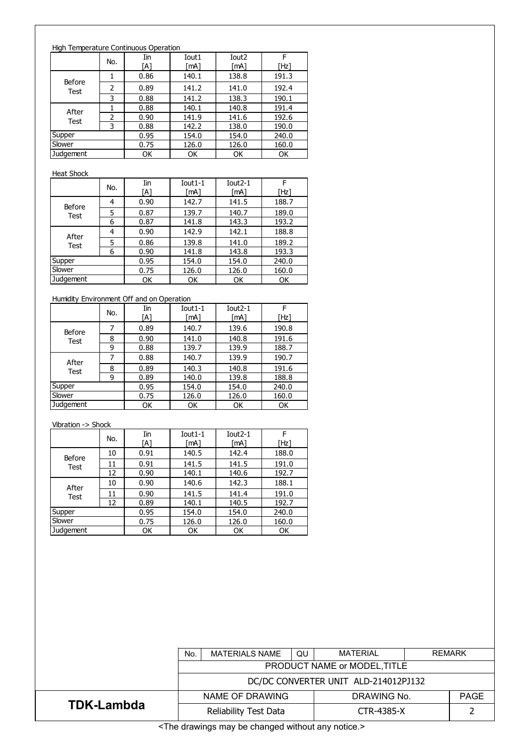High Temperature Continuous Operation

| | No. | Iin [A] | Iout1 [mA] | Iout2 [mA] | F [Hz] |
|---|---|---|---|---|---|
| Before Test | 1 | 0.86 | 140.1 | 138.8 | 191.3 |
| | 2 | 0.89 | 141.2 | 141.0 | 192.4 |
| | 3 | 0.88 | 141.2 | 138.3 | 190.1 |
| After Test | 1 | 0.88 | 140.1 | 140.8 | 191.4 |
| | 2 | 0.90 | 141.9 | 141.6 | 192.6 |
| | 3 | 0.88 | 142.2 | 138.0 | 190.0 |
| Supper | | 0.95 | 154.0 | 154.0 | 240.0 |
| Slower | | 0.75 | 126.0 | 126.0 | 160.0 |
| Judgement | | OK | OK | OK | OK |

Heat Shock

| | No. | Iin [A] | Iout1-1 [mA] | Iout2-1 [mA] | F [Hz] |
|---|---|---|---|---|---|
| Before Test | 4 | 0.90 | 142.7 | 141.5 | 188.7 |
| | 5 | 0.87 | 139.7 | 140.7 | 189.0 |
| | 6 | 0.87 | 141.8 | 143.3 | 193.2 |
| After Test | 4 | 0.90 | 142.9 | 142.1 | 188.8 |
| | 5 | 0.86 | 139.8 | 141.0 | 189.2 |
| | 6 | 0.90 | 141.8 | 143.8 | 193.3 |
| Supper | | 0.95 | 154.0 | 154.0 | 240.0 |
| Slower | | 0.75 | 126.0 | 126.0 | 160.0 |
| Judgement | | OK | OK | OK | OK |

Humidity Environment Off and on Operation

| | No. | Iin [A] | Iout1-1 [mA] | Iout2-1 [mA] | F [Hz] |
|---|---|---|---|---|---|
| Before Test | 7 | 0.89 | 140.7 | 139.6 | 190.8 |
| | 8 | 0.90 | 141.0 | 140.8 | 191.6 |
| | 9 | 0.88 | 139.7 | 139.9 | 188.7 |
| After Test | 7 | 0.88 | 140.7 | 139.9 | 190.7 |
| | 8 | 0.89 | 140.3 | 140.8 | 191.6 |
| | 9 | 0.89 | 140.0 | 139.8 | 188.8 |
| Supper | | 0.95 | 154.0 | 154.0 | 240.0 |
| Slower | | 0.75 | 126.0 | 126.0 | 160.0 |
| Judgement | | OK | OK | OK | OK |

Vibration -> Shock

| | No. | Iin [A] | Iout1-1 [mA] | Iout2-1 [mA] | F [Hz] |
|---|---|---|---|---|---|
| Before Test | 10 | 0.91 | 140.5 | 142.4 | 188.0 |
| | 11 | 0.91 | 141.5 | 141.5 | 191.0 |
| | 12 | 0.90 | 140.1 | 140.6 | 192.7 |
| After Test | 10 | 0.90 | 140.6 | 142.3 | 188.1 |
| | 11 | 0.90 | 141.5 | 141.4 | 191.0 |
| | 12 | 0.89 | 140.1 | 140.5 | 192.7 |
| Supper | | 0.95 | 154.0 | 154.0 | 240.0 |
| Slower | | 0.75 | 126.0 | 126.0 | 160.0 |
| Judgement | | OK | OK | OK | OK |

| No. | MATERIALS NAME | QU | MATERIAL | REMARK |
|---|---|---|---|---|
| PRODUCT NAME or MODEL,TITLE | | | | |
| DC/DC CONVERTER UNIT ALD-214012PJ132 | | | | |

| TDK-Lambda | NAME OF DRAWING | DRAWING No. | PAGE |
|---|---|---|---|
| | Reliability Test Data | CTR-4385-X | 2 |

<The drawings may be changed without any notice.>